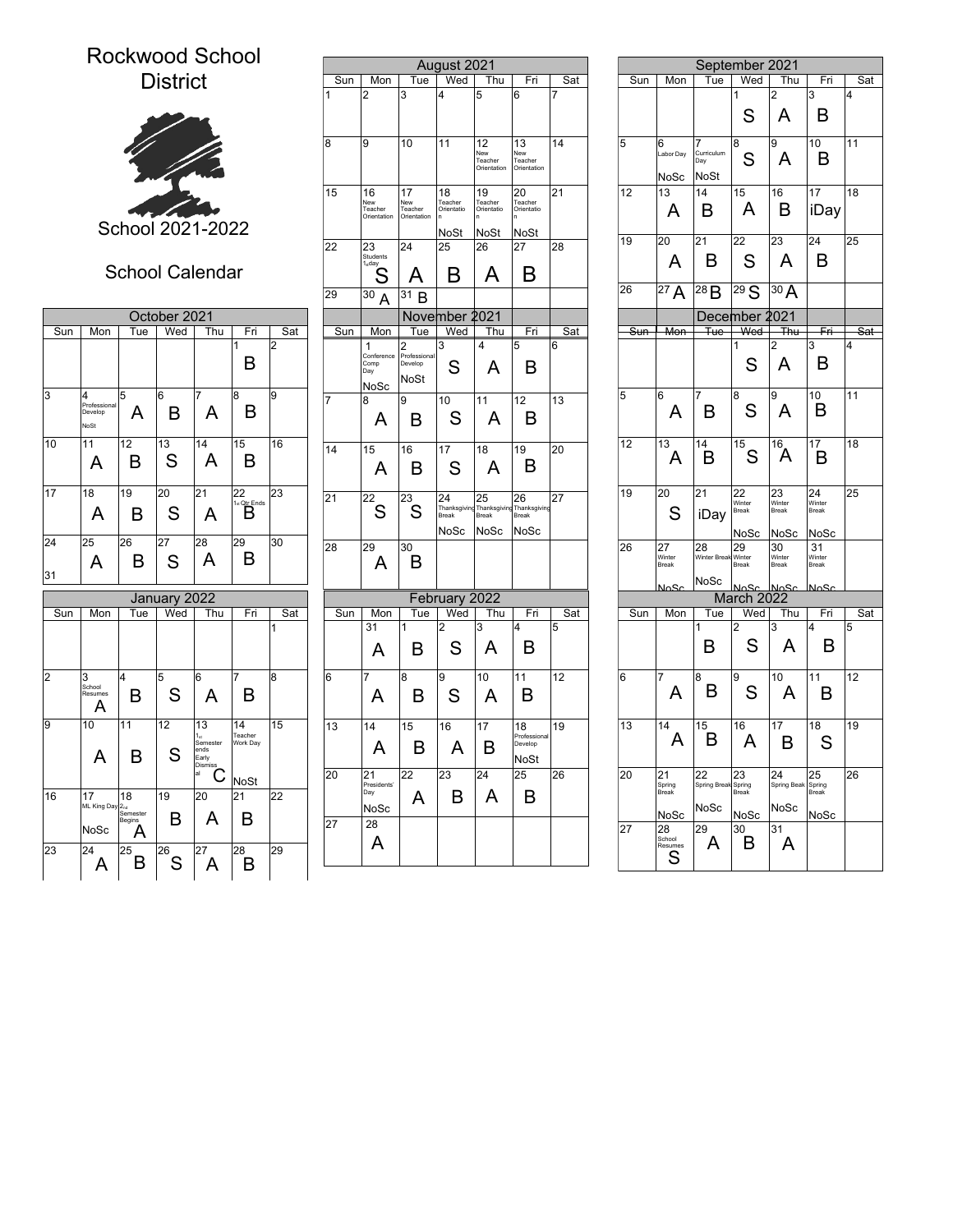# Rockwood School District

School 2021-2022

School Calendar

## August 2021

| Sun | Mon | Tue | Wed | Thu | Fri | Sat |
|---|---|---|---|---|---|---|
| 1 | 2 | 3 | 4 | 5 | 6 | 7 |
| 8 | 9 | 10 | 11 | 12 New Teacher Orientation | 13 New Teacher Orientation | 14 |
| 15 | 16 New Teacher Orientation | 17 New Teacher Orientation | 18 Teacher Orientation NoSt | 19 Teacher Orientation NoSt | 20 Teacher Orientation NoSt | 21 |
| 22 | 23 Students 1st day S | 24 A | 25 B | 26 A | 27 B | 28 |
| 29 | 30 A | 31 B | | | | |

## September 2021

| Sun | Mon | Tue | Wed | Thu | Fri | Sat |
|---|---|---|---|---|---|---|
| | | | 1 S | 2 A | 3 B | 4 |
| 5 | 6 Labor Day NoSc | 7 Curriculum Day NoSt | 8 S | 9 A | 10 B | 11 |
| 12 | 13 A | 14 B | 15 A | 16 B | 17 iDay | 18 |
| 19 | 20 A | 21 B | 22 S | 23 A | 24 B | 25 |
| 26 | 27 A | 28 B | 29 S | 30 A | | |

## October 2021

| Sun | Mon | Tue | Wed | Thu | Fri | Sat |
|---|---|---|---|---|---|---|
| | | | | | 1 B | 2 |
| 3 | 4 Professional Develop NoSt | 5 A | 6 B | 7 A | 8 B | 9 |
| 10 | 11 A | 12 B | 13 S | 14 A | 15 B | 16 |
| 17 | 18 A | 19 B | 20 S | 21 A | 22 1st Qtr Ends B | 23 |
| 24 | 25 A | 26 B | 27 S | 28 A | 29 B | 30 |
| 31 | | | | | | |

## November 2021

| Sun | Mon | Tue | Wed | Thu | Fri | Sat |
|---|---|---|---|---|---|---|
| | 1 Conference Comp Day NoSc | 2 Professional Develop NoSt | 3 S | 4 A | 5 B | 6 |
| 7 | 8 A | 9 B | 10 S | 11 A | 12 B | 13 |
| 14 | 15 A | 16 B | 17 S | 18 A | 19 B | 20 |
| 21 | 22 S | 23 S | 24 Thanksgiving Break NoSc | 25 Thanksgiving Break NoSc | 26 Thanksgiving Break NoSc | 27 |
| 28 | 29 A | 30 B | | | | |

## December 2021

| Sun | Mon | Tue | Wed | Thu | Fri | Sat |
|---|---|---|---|---|---|---|
| | | | 1 S | 2 A | 3 B | 4 |
| 5 | 6 A | 7 B | 8 S | 9 A | 10 B | 11 |
| 12 | 13 A | 14 B | 15 S | 16 A | 17 B | 18 |
| 19 | 20 S | 21 iDay | 22 Winter Break NoSc | 23 Winter Break NoSc | 24 Winter Break NoSc | 25 |
| 26 | 27 Winter Break NoSc | 28 Winter Break NoSc | 29 Winter Break NoSc | 30 Winter Break NoSc | 31 Winter Break NoSc | |

## January 2022

| Sun | Mon | Tue | Wed | Thu | Fri | Sat |
|---|---|---|---|---|---|---|
| | | | | | | 1 |
| 2 | 3 School Resumes A | 4 B | 5 S | 6 A | 7 B | 8 |
| 9 | 10 A | 11 B | 12 S | 13 1st Semester ends Early Dismissal C | 14 Teacher Work Day NoSt | 15 |
| 16 | 17 ML King Day NoSc | 18 2nd Semester Begins A | 19 B | 20 A | 21 B | 22 |
| 23 | 24 A | 25 B | 26 S | 27 A | 28 B | 29 |

## February 2022

| Sun | Mon | Tue | Wed | Thu | Fri | Sat |
|---|---|---|---|---|---|---|
| | 31 A | 1 B | 2 S | 3 A | 4 B | 5 |
| 6 | 7 A | 8 B | 9 S | 10 A | 11 B | 12 |
| 13 | 14 A | 15 B | 16 A | 17 B | 18 Professional Develop NoSt | 19 |
| 20 | 21 Presidents' Day NoSc | 22 A | 23 B | 24 A | 25 B | 26 |
| 27 | 28 A | | | | | |

## March 2022

| Sun | Mon | Tue | Wed | Thu | Fri | Sat |
|---|---|---|---|---|---|---|
| | | 1 B | 2 S | 3 A | 4 B | 5 |
| 6 | 7 A | 8 B | 9 S | 10 A | 11 B | 12 |
| 13 | 14 A | 15 B | 16 A | 17 B | 18 S | 19 |
| 20 | 21 Spring Break NoSc | 22 Spring Break NoSc | 23 Spring Break NoSc | 24 Spring Beak NoSc | 25 Spring Break NoSc | 26 |
| 27 | 28 School Resumes S | 29 A | 30 B | 31 A | | |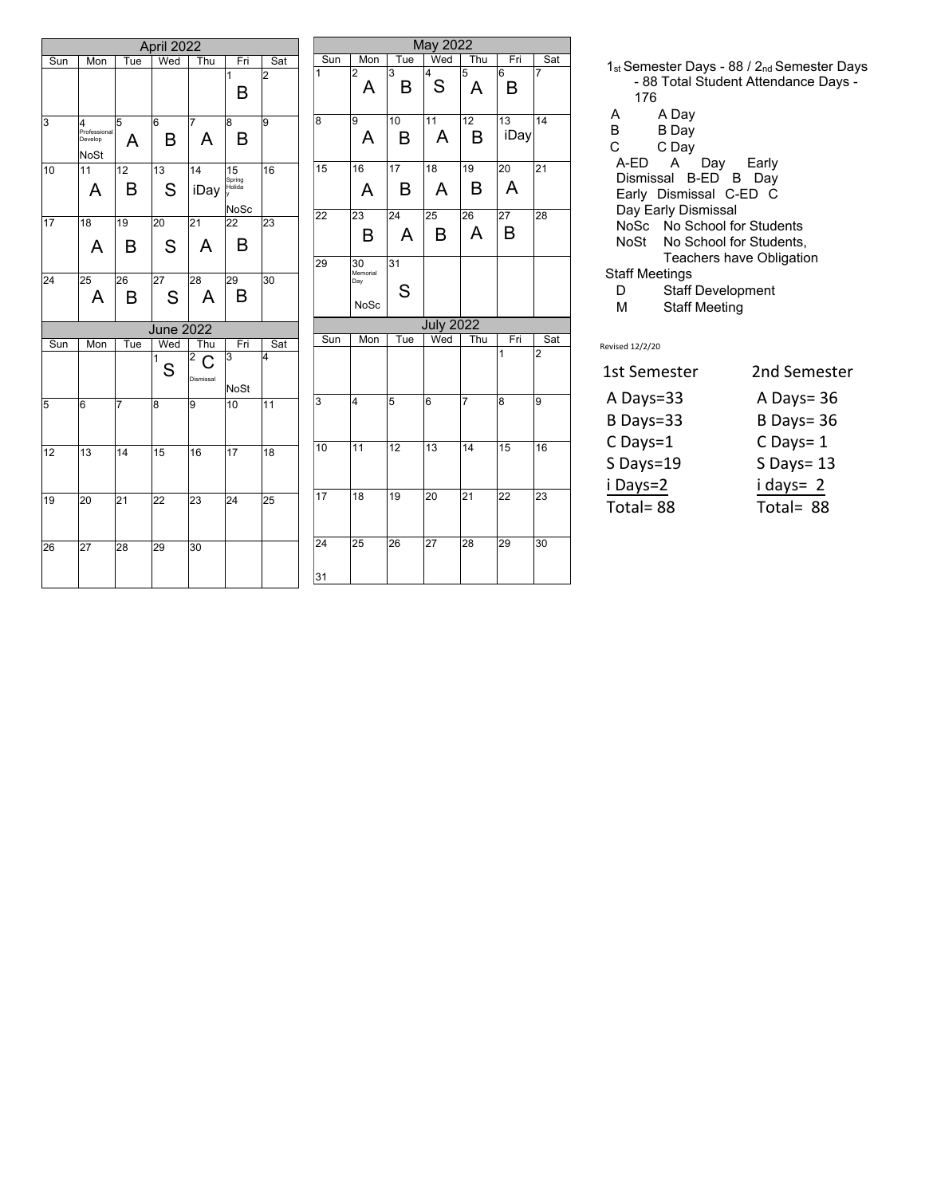## April 2022

| Sun | Mon | Tue | Wed | Thu | Fri | Sat |
|---|---|---|---|---|---|---|
| | | | | | 1 B | 2 |
| 3 | 4 Professional Develop NoSt | 5 A | 6 B | 7 A | 8 B | 9 |
| 10 | 11 A | 12 B | 13 S | 14 iDay | 15 Spring Holiday NoSc | 16 |
| 17 | 18 A | 19 B | 20 S | 21 A | 22 B | 23 |
| 24 | 25 A | 26 B | 27 S | 28 A | 29 B | 30 |

## May 2022

| Sun | Mon | Tue | Wed | Thu | Fri | Sat |
|---|---|---|---|---|---|---|
| 1 | 2 A | 3 B | 4 S | 5 A | 6 B | 7 |
| 8 | 9 A | 10 B | 11 A | 12 B | 13 iDay | 14 |
| 15 | 16 A | 17 B | 18 A | 19 B | 20 A | 21 |
| 22 | 23 B | 24 A | 25 B | 26 A | 27 B | 28 |
| 29 | 30 Memorial Day NoSc | 31 S | | | | |

## June 2022

| Sun | Mon | Tue | Wed | Thu | Fri | Sat |
|---|---|---|---|---|---|---|
| | | | 1 S | 2 C Dismissal | 3 NoSt | 4 |
| 5 | 6 | 7 | 8 | 9 | 10 | 11 |
| 12 | 13 | 14 | 15 | 16 | 17 | 18 |
| 19 | 20 | 21 | 22 | 23 | 24 | 25 |
| 26 | 27 | 28 | 29 | 30 | | |

## July 2022

| Sun | Mon | Tue | Wed | Thu | Fri | Sat |
|---|---|---|---|---|---|---|
| | | | | | 1 | 2 |
| 3 | 4 | 5 | 6 | 7 | 8 | 9 |
| 10 | 11 | 12 | 13 | 14 | 15 | 16 |
| 17 | 18 | 19 | 20 | 21 | 22 | 23 |
| 24 / 31 | 25 | 26 | 27 | 28 | 29 | 30 |

1st Semester Days - 88 / 2nd Semester Days - 88 Total Student Attendance Days - 176

- A — A Day
- B — B Day
- C — C Day
- A-ED — A Day Early Dismissal
- B-ED — B Day Early Dismissal
- C-ED — C Day Early Dismissal
- NoSc — No School for Students
- NoSt — No School for Students, Teachers have Obligation

Staff Meetings
- D — Staff Development
- M — Staff Meeting

Revised 12/2/20

| 1st Semester | 2nd Semester |
|---|---|
| A Days=33 | A Days= 36 |
| B Days=33 | B Days= 36 |
| C Days=1 | C Days= 1 |
| S Days=19 | S Days= 13 |
| i Days=2 | i days= 2 |
| Total= 88 | Total= 88 |